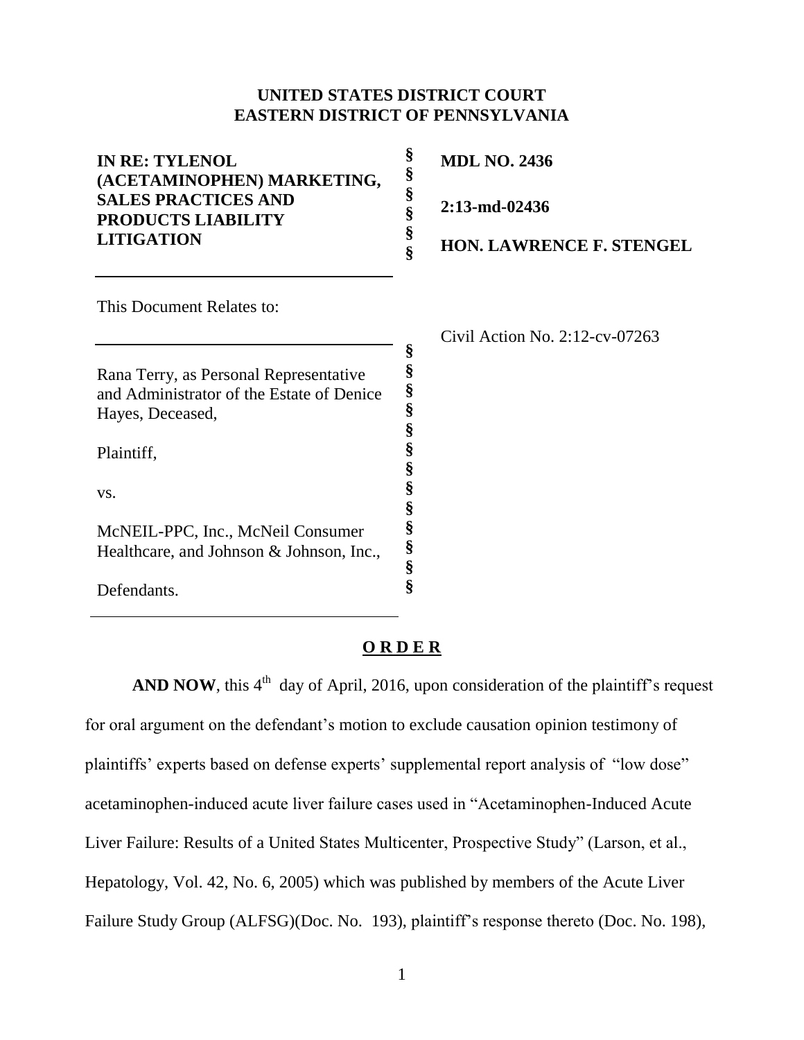**UNITED STATES DISTRICT COURT**
**EASTERN DISTRICT OF PENNSYLVANIA**

**IN RE: TYLENOL (ACETAMINOPHEN) MARKETING, SALES PRACTICES AND PRODUCTS LIABILITY LITIGATION**

**MDL NO. 2436**

**2:13-md-02436**

**HON. LAWRENCE F. STENGEL**

This Document Relates to:

Civil Action No. 2:12-cv-07263

Rana Terry, as Personal Representative and Administrator of the Estate of Denice Hayes, Deceased,

Plaintiff,

vs.

McNEIL-PPC, Inc., McNeil Consumer Healthcare, and Johnson & Johnson, Inc.,

Defendants.

**O R D E R**

**AND NOW**, this 4th day of April, 2016, upon consideration of the plaintiff's request for oral argument on the defendant's motion to exclude causation opinion testimony of plaintiffs' experts based on defense experts' supplemental report analysis of "low dose" acetaminophen-induced acute liver failure cases used in "Acetaminophen-Induced Acute Liver Failure: Results of a United States Multicenter, Prospective Study" (Larson, et al., Hepatology, Vol. 42, No. 6, 2005) which was published by members of the Acute Liver Failure Study Group (ALFSG)(Doc. No. 193), plaintiff's response thereto (Doc. No. 198),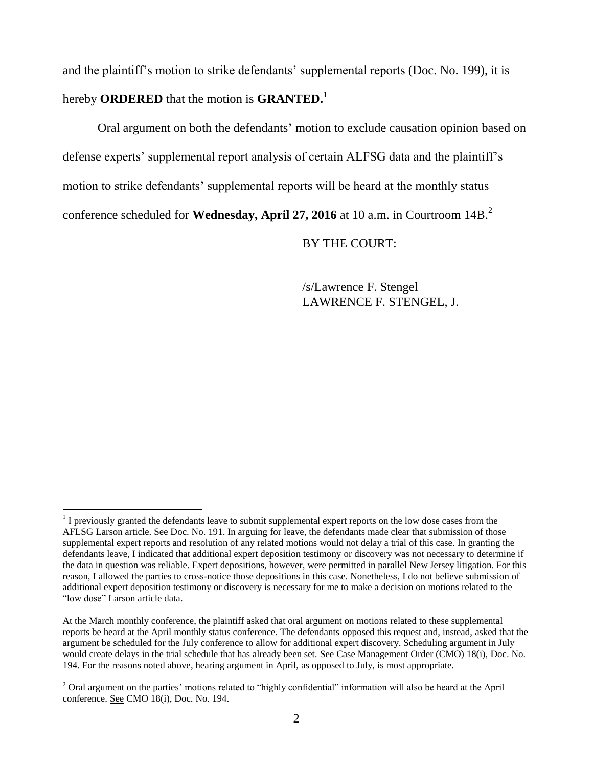and the plaintiff's motion to strike defendants' supplemental reports (Doc. No. 199), it is hereby **ORDERED** that the motion is **GRANTED.**[1]

Oral argument on both the defendants' motion to exclude causation opinion based on defense experts' supplemental report analysis of certain ALFSG data and the plaintiff's motion to strike defendants' supplemental reports will be heard at the monthly status conference scheduled for **Wednesday, April 27, 2016** at 10 a.m. in Courtroom 14B.[2]

BY THE COURT:

/s/Lawrence F. Stengel
LAWRENCE F. STENGEL, J.

---

[1] I previously granted the defendants leave to submit supplemental expert reports on the low dose cases from the AFLSG Larson article. See Doc. No. 191. In arguing for leave, the defendants made clear that submission of those supplemental expert reports and resolution of any related motions would not delay a trial of this case. In granting the defendants leave, I indicated that additional expert deposition testimony or discovery was not necessary to determine if the data in question was reliable. Expert depositions, however, were permitted in parallel New Jersey litigation. For this reason, I allowed the parties to cross-notice those depositions in this case. Nonetheless, I do not believe submission of additional expert deposition testimony or discovery is necessary for me to make a decision on motions related to the "low dose" Larson article data.

At the March monthly conference, the plaintiff asked that oral argument on motions related to these supplemental reports be heard at the April monthly status conference. The defendants opposed this request and, instead, asked that the argument be scheduled for the July conference to allow for additional expert discovery. Scheduling argument in July would create delays in the trial schedule that has already been set. See Case Management Order (CMO) 18(i), Doc. No. 194. For the reasons noted above, hearing argument in April, as opposed to July, is most appropriate.

[2] Oral argument on the parties' motions related to "highly confidential" information will also be heard at the April conference. See CMO 18(i), Doc. No. 194.